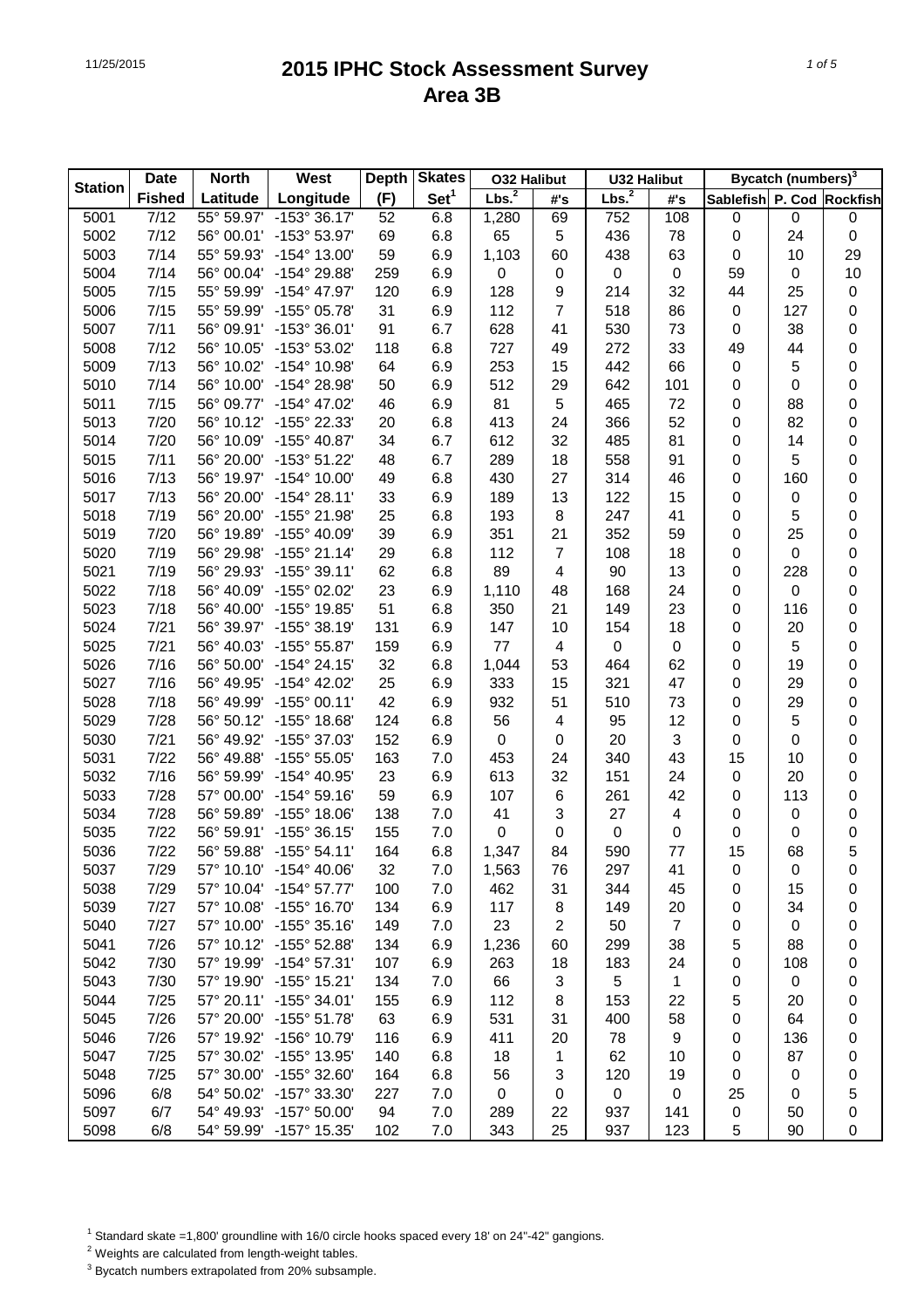# 2015 IPHC Stock Assessment Survey
# Area 3B

| Station | Date | North | West | Depth | Skates | O32 Halibut | | U32 Halibut | | Bycatch (numbers)[3] | | |
|---|---|---|---|---|---|---|---|---|---|---|---|---|
| | Fished | Latitude | Longitude | (F) | Set[1] | Lbs.[2] | #'s | Lbs.[2] | #'s | Sablefish | P. Cod | Rockfish |
| 5001 | 7/12 | 55° 59.97' | -153° 36.17' | 52 | 6.8 | 1,280 | 69 | 752 | 108 | 0 | 0 | 0 |
| 5002 | 7/12 | 56° 00.01' | -153° 53.97' | 69 | 6.8 | 65 | 5 | 436 | 78 | 0 | 24 | 0 |
| 5003 | 7/14 | 55° 59.93' | -154° 13.00' | 59 | 6.9 | 1,103 | 60 | 438 | 63 | 0 | 10 | 29 |
| 5004 | 7/14 | 56° 00.04' | -154° 29.88' | 259 | 6.9 | 0 | 0 | 0 | 0 | 59 | 0 | 10 |
| 5005 | 7/15 | 55° 59.99' | -154° 47.97' | 120 | 6.9 | 128 | 9 | 214 | 32 | 44 | 25 | 0 |
| 5006 | 7/15 | 55° 59.99' | -155° 05.78' | 31 | 6.9 | 112 | 7 | 518 | 86 | 0 | 127 | 0 |
| 5007 | 7/11 | 56° 09.91' | -153° 36.01' | 91 | 6.7 | 628 | 41 | 530 | 73 | 0 | 38 | 0 |
| 5008 | 7/12 | 56° 10.05' | -153° 53.02' | 118 | 6.8 | 727 | 49 | 272 | 33 | 49 | 44 | 0 |
| 5009 | 7/13 | 56° 10.02' | -154° 10.98' | 64 | 6.9 | 253 | 15 | 442 | 66 | 0 | 5 | 0 |
| 5010 | 7/14 | 56° 10.00' | -154° 28.98' | 50 | 6.9 | 512 | 29 | 642 | 101 | 0 | 0 | 0 |
| 5011 | 7/15 | 56° 09.77' | -154° 47.02' | 46 | 6.9 | 81 | 5 | 465 | 72 | 0 | 88 | 0 |
| 5013 | 7/20 | 56° 10.12' | -155° 22.33' | 20 | 6.8 | 413 | 24 | 366 | 52 | 0 | 82 | 0 |
| 5014 | 7/20 | 56° 10.09' | -155° 40.87' | 34 | 6.7 | 612 | 32 | 485 | 81 | 0 | 14 | 0 |
| 5015 | 7/11 | 56° 20.00' | -153° 51.22' | 48 | 6.7 | 289 | 18 | 558 | 91 | 0 | 5 | 0 |
| 5016 | 7/13 | 56° 19.97' | -154° 10.00' | 49 | 6.8 | 430 | 27 | 314 | 46 | 0 | 160 | 0 |
| 5017 | 7/13 | 56° 20.00' | -154° 28.11' | 33 | 6.9 | 189 | 13 | 122 | 15 | 0 | 0 | 0 |
| 5018 | 7/19 | 56° 20.00' | -155° 21.98' | 25 | 6.8 | 193 | 8 | 247 | 41 | 0 | 5 | 0 |
| 5019 | 7/20 | 56° 19.89' | -155° 40.09' | 39 | 6.9 | 351 | 21 | 352 | 59 | 0 | 25 | 0 |
| 5020 | 7/19 | 56° 29.98' | -155° 21.14' | 29 | 6.8 | 112 | 7 | 108 | 18 | 0 | 0 | 0 |
| 5021 | 7/19 | 56° 29.93' | -155° 39.11' | 62 | 6.8 | 89 | 4 | 90 | 13 | 0 | 228 | 0 |
| 5022 | 7/18 | 56° 40.09' | -155° 02.02' | 23 | 6.9 | 1,110 | 48 | 168 | 24 | 0 | 0 | 0 |
| 5023 | 7/18 | 56° 40.00' | -155° 19.85' | 51 | 6.8 | 350 | 21 | 149 | 23 | 0 | 116 | 0 |
| 5024 | 7/21 | 56° 39.97' | -155° 38.19' | 131 | 6.9 | 147 | 10 | 154 | 18 | 0 | 20 | 0 |
| 5025 | 7/21 | 56° 40.03' | -155° 55.87' | 159 | 6.9 | 77 | 4 | 0 | 0 | 0 | 5 | 0 |
| 5026 | 7/16 | 56° 50.00' | -154° 24.15' | 32 | 6.8 | 1,044 | 53 | 464 | 62 | 0 | 19 | 0 |
| 5027 | 7/16 | 56° 49.95' | -154° 42.02' | 25 | 6.9 | 333 | 15 | 321 | 47 | 0 | 29 | 0 |
| 5028 | 7/18 | 56° 49.99' | -155° 00.11' | 42 | 6.9 | 932 | 51 | 510 | 73 | 0 | 29 | 0 |
| 5029 | 7/28 | 56° 50.12' | -155° 18.68' | 124 | 6.8 | 56 | 4 | 95 | 12 | 0 | 5 | 0 |
| 5030 | 7/21 | 56° 49.92' | -155° 37.03' | 152 | 6.9 | 0 | 0 | 20 | 3 | 0 | 0 | 0 |
| 5031 | 7/22 | 56° 49.88' | -155° 55.05' | 163 | 7.0 | 453 | 24 | 340 | 43 | 15 | 10 | 0 |
| 5032 | 7/16 | 56° 59.99' | -154° 40.95' | 23 | 6.9 | 613 | 32 | 151 | 24 | 0 | 20 | 0 |
| 5033 | 7/28 | 57° 00.00' | -154° 59.16' | 59 | 6.9 | 107 | 6 | 261 | 42 | 0 | 113 | 0 |
| 5034 | 7/28 | 56° 59.89' | -155° 18.06' | 138 | 7.0 | 41 | 3 | 27 | 4 | 0 | 0 | 0 |
| 5035 | 7/22 | 56° 59.91' | -155° 36.15' | 155 | 7.0 | 0 | 0 | 0 | 0 | 0 | 0 | 0 |
| 5036 | 7/22 | 56° 59.88' | -155° 54.11' | 164 | 6.8 | 1,347 | 84 | 590 | 77 | 15 | 68 | 5 |
| 5037 | 7/29 | 57° 10.10' | -154° 40.06' | 32 | 7.0 | 1,563 | 76 | 297 | 41 | 0 | 0 | 0 |
| 5038 | 7/29 | 57° 10.04' | -154° 57.77' | 100 | 7.0 | 462 | 31 | 344 | 45 | 0 | 15 | 0 |
| 5039 | 7/27 | 57° 10.08' | -155° 16.70' | 134 | 6.9 | 117 | 8 | 149 | 20 | 0 | 34 | 0 |
| 5040 | 7/27 | 57° 10.00' | -155° 35.16' | 149 | 7.0 | 23 | 2 | 50 | 7 | 0 | 0 | 0 |
| 5041 | 7/26 | 57° 10.12' | -155° 52.88' | 134 | 6.9 | 1,236 | 60 | 299 | 38 | 5 | 88 | 0 |
| 5042 | 7/30 | 57° 19.99' | -154° 57.31' | 107 | 6.9 | 263 | 18 | 183 | 24 | 0 | 108 | 0 |
| 5043 | 7/30 | 57° 19.90' | -155° 15.21' | 134 | 7.0 | 66 | 3 | 5 | 1 | 0 | 0 | 0 |
| 5044 | 7/25 | 57° 20.11' | -155° 34.01' | 155 | 6.9 | 112 | 8 | 153 | 22 | 5 | 20 | 0 |
| 5045 | 7/26 | 57° 20.00' | -155° 51.78' | 63 | 6.9 | 531 | 31 | 400 | 58 | 0 | 64 | 0 |
| 5046 | 7/26 | 57° 19.92' | -156° 10.79' | 116 | 6.9 | 411 | 20 | 78 | 9 | 0 | 136 | 0 |
| 5047 | 7/25 | 57° 30.02' | -155° 13.95' | 140 | 6.8 | 18 | 1 | 62 | 10 | 0 | 87 | 0 |
| 5048 | 7/25 | 57° 30.00' | -155° 32.60' | 164 | 6.8 | 56 | 3 | 120 | 19 | 0 | 0 | 0 |
| 5096 | 6/8 | 54° 50.02' | -157° 33.30' | 227 | 7.0 | 0 | 0 | 0 | 0 | 25 | 0 | 5 |
| 5097 | 6/7 | 54° 49.93' | -157° 50.00' | 94 | 7.0 | 289 | 22 | 937 | 141 | 0 | 50 | 0 |
| 5098 | 6/8 | 54° 59.99' | -157° 15.35' | 102 | 7.0 | 343 | 25 | 937 | 123 | 5 | 90 | 0 |

[1] Standard skate =1,800' groundline with 16/0 circle hooks spaced every 18' on 24"-42" gangions.

[2] Weights are calculated from length-weight tables.

[3] Bycatch numbers extrapolated from 20% subsample.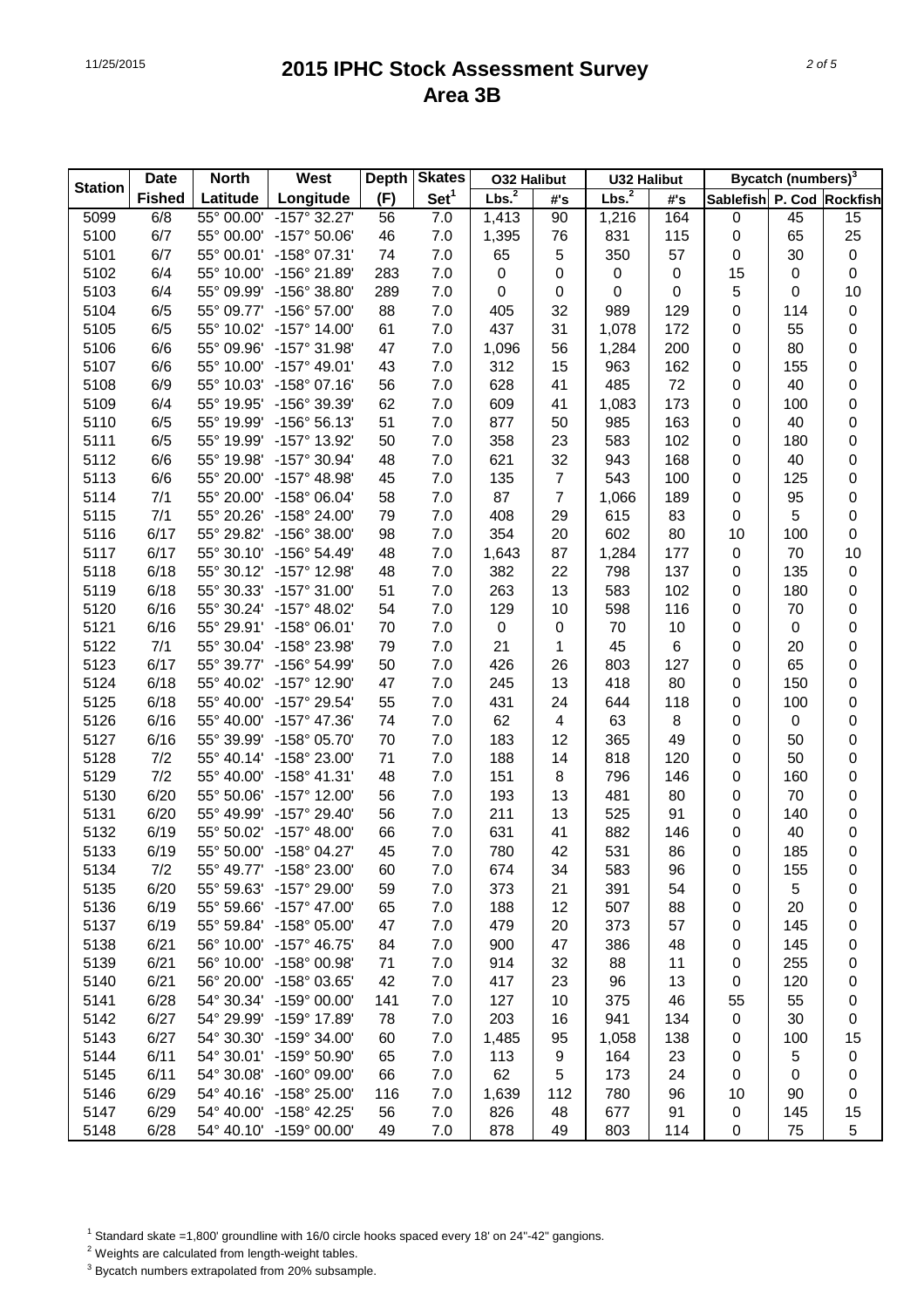# 2015 IPHC Stock Assessment Survey
## Area 3B

| Station | Date | North | West | Depth | Skates | O32 Halibut | | U32 Halibut | | Bycatch (numbers)[3] | | |
|---|---|---|---|---|---|---|---|---|---|---|---|---|
| | Fished | Latitude | Longitude | (F) | Set[1] | Lbs.[2] | #'s | Lbs.[2] | #'s | Sablefish | P. Cod | Rockfish |
| 5099 | 6/8 | 55° 00.00' | -157° 32.27' | 56 | 7.0 | 1,413 | 90 | 1,216 | 164 | 0 | 45 | 15 |
| 5100 | 6/7 | 55° 00.00' | -157° 50.06' | 46 | 7.0 | 1,395 | 76 | 831 | 115 | 0 | 65 | 25 |
| 5101 | 6/7 | 55° 00.01' | -158° 07.31' | 74 | 7.0 | 65 | 5 | 350 | 57 | 0 | 30 | 0 |
| 5102 | 6/4 | 55° 10.00' | -156° 21.89' | 283 | 7.0 | 0 | 0 | 0 | 0 | 15 | 0 | 0 |
| 5103 | 6/4 | 55° 09.99' | -156° 38.80' | 289 | 7.0 | 0 | 0 | 0 | 0 | 5 | 0 | 10 |
| 5104 | 6/5 | 55° 09.77' | -156° 57.00' | 88 | 7.0 | 405 | 32 | 989 | 129 | 0 | 114 | 0 |
| 5105 | 6/5 | 55° 10.02' | -157° 14.00' | 61 | 7.0 | 437 | 31 | 1,078 | 172 | 0 | 55 | 0 |
| 5106 | 6/6 | 55° 09.96' | -157° 31.98' | 47 | 7.0 | 1,096 | 56 | 1,284 | 200 | 0 | 80 | 0 |
| 5107 | 6/6 | 55° 10.00' | -157° 49.01' | 43 | 7.0 | 312 | 15 | 963 | 162 | 0 | 155 | 0 |
| 5108 | 6/9 | 55° 10.03' | -158° 07.16' | 56 | 7.0 | 628 | 41 | 485 | 72 | 0 | 40 | 0 |
| 5109 | 6/4 | 55° 19.95' | -156° 39.39' | 62 | 7.0 | 609 | 41 | 1,083 | 173 | 0 | 100 | 0 |
| 5110 | 6/5 | 55° 19.99' | -156° 56.13' | 51 | 7.0 | 877 | 50 | 985 | 163 | 0 | 40 | 0 |
| 5111 | 6/5 | 55° 19.99' | -157° 13.92' | 50 | 7.0 | 358 | 23 | 583 | 102 | 0 | 180 | 0 |
| 5112 | 6/6 | 55° 19.98' | -157° 30.94' | 48 | 7.0 | 621 | 32 | 943 | 168 | 0 | 40 | 0 |
| 5113 | 6/6 | 55° 20.00' | -157° 48.98' | 45 | 7.0 | 135 | 7 | 543 | 100 | 0 | 125 | 0 |
| 5114 | 7/1 | 55° 20.00' | -158° 06.04' | 58 | 7.0 | 87 | 7 | 1,066 | 189 | 0 | 95 | 0 |
| 5115 | 7/1 | 55° 20.26' | -158° 24.00' | 79 | 7.0 | 408 | 29 | 615 | 83 | 0 | 5 | 0 |
| 5116 | 6/17 | 55° 29.82' | -156° 38.00' | 98 | 7.0 | 354 | 20 | 602 | 80 | 10 | 100 | 0 |
| 5117 | 6/17 | 55° 30.10' | -156° 54.49' | 48 | 7.0 | 1,643 | 87 | 1,284 | 177 | 0 | 70 | 10 |
| 5118 | 6/18 | 55° 30.12' | -157° 12.98' | 48 | 7.0 | 382 | 22 | 798 | 137 | 0 | 135 | 0 |
| 5119 | 6/18 | 55° 30.33' | -157° 31.00' | 51 | 7.0 | 263 | 13 | 583 | 102 | 0 | 180 | 0 |
| 5120 | 6/16 | 55° 30.24' | -157° 48.02' | 54 | 7.0 | 129 | 10 | 598 | 116 | 0 | 70 | 0 |
| 5121 | 6/16 | 55° 29.91' | -158° 06.01' | 70 | 7.0 | 0 | 0 | 70 | 10 | 0 | 0 | 0 |
| 5122 | 7/1 | 55° 30.04' | -158° 23.98' | 79 | 7.0 | 21 | 1 | 45 | 6 | 0 | 20 | 0 |
| 5123 | 6/17 | 55° 39.77' | -156° 54.99' | 50 | 7.0 | 426 | 26 | 803 | 127 | 0 | 65 | 0 |
| 5124 | 6/18 | 55° 40.02' | -157° 12.90' | 47 | 7.0 | 245 | 13 | 418 | 80 | 0 | 150 | 0 |
| 5125 | 6/18 | 55° 40.00' | -157° 29.54' | 55 | 7.0 | 431 | 24 | 644 | 118 | 0 | 100 | 0 |
| 5126 | 6/16 | 55° 40.00' | -157° 47.36' | 74 | 7.0 | 62 | 4 | 63 | 8 | 0 | 0 | 0 |
| 5127 | 6/16 | 55° 39.99' | -158° 05.70' | 70 | 7.0 | 183 | 12 | 365 | 49 | 0 | 50 | 0 |
| 5128 | 7/2 | 55° 40.14' | -158° 23.00' | 71 | 7.0 | 188 | 14 | 818 | 120 | 0 | 50 | 0 |
| 5129 | 7/2 | 55° 40.00' | -158° 41.31' | 48 | 7.0 | 151 | 8 | 796 | 146 | 0 | 160 | 0 |
| 5130 | 6/20 | 55° 50.06' | -157° 12.00' | 56 | 7.0 | 193 | 13 | 481 | 80 | 0 | 70 | 0 |
| 5131 | 6/20 | 55° 49.99' | -157° 29.40' | 56 | 7.0 | 211 | 13 | 525 | 91 | 0 | 140 | 0 |
| 5132 | 6/19 | 55° 50.02' | -157° 48.00' | 66 | 7.0 | 631 | 41 | 882 | 146 | 0 | 40 | 0 |
| 5133 | 6/19 | 55° 50.00' | -158° 04.27' | 45 | 7.0 | 780 | 42 | 531 | 86 | 0 | 185 | 0 |
| 5134 | 7/2 | 55° 49.77' | -158° 23.00' | 60 | 7.0 | 674 | 34 | 583 | 96 | 0 | 155 | 0 |
| 5135 | 6/20 | 55° 59.63' | -157° 29.00' | 59 | 7.0 | 373 | 21 | 391 | 54 | 0 | 5 | 0 |
| 5136 | 6/19 | 55° 59.66' | -157° 47.00' | 65 | 7.0 | 188 | 12 | 507 | 88 | 0 | 20 | 0 |
| 5137 | 6/19 | 55° 59.84' | -158° 05.00' | 47 | 7.0 | 479 | 20 | 373 | 57 | 0 | 145 | 0 |
| 5138 | 6/21 | 56° 10.00' | -157° 46.75' | 84 | 7.0 | 900 | 47 | 386 | 48 | 0 | 145 | 0 |
| 5139 | 6/21 | 56° 10.00' | -158° 00.98' | 71 | 7.0 | 914 | 32 | 88 | 11 | 0 | 255 | 0 |
| 5140 | 6/21 | 56° 20.00' | -158° 03.65' | 42 | 7.0 | 417 | 23 | 96 | 13 | 0 | 120 | 0 |
| 5141 | 6/28 | 54° 30.34' | -159° 00.00' | 141 | 7.0 | 127 | 10 | 375 | 46 | 55 | 55 | 0 |
| 5142 | 6/27 | 54° 29.99' | -159° 17.89' | 78 | 7.0 | 203 | 16 | 941 | 134 | 0 | 30 | 0 |
| 5143 | 6/27 | 54° 30.30' | -159° 34.00' | 60 | 7.0 | 1,485 | 95 | 1,058 | 138 | 0 | 100 | 15 |
| 5144 | 6/11 | 54° 30.01' | -159° 50.90' | 65 | 7.0 | 113 | 9 | 164 | 23 | 0 | 5 | 0 |
| 5145 | 6/11 | 54° 30.08' | -160° 09.00' | 66 | 7.0 | 62 | 5 | 173 | 24 | 0 | 0 | 0 |
| 5146 | 6/29 | 54° 40.16' | -158° 25.00' | 116 | 7.0 | 1,639 | 112 | 780 | 96 | 10 | 90 | 0 |
| 5147 | 6/29 | 54° 40.00' | -158° 42.25' | 56 | 7.0 | 826 | 48 | 677 | 91 | 0 | 145 | 15 |
| 5148 | 6/28 | 54° 40.10' | -159° 00.00' | 49 | 7.0 | 878 | 49 | 803 | 114 | 0 | 75 | 5 |

[1] Standard skate =1,800' groundline with 16/0 circle hooks spaced every 18' on 24"-42" gangions.

[2] Weights are calculated from length-weight tables.

[3] Bycatch numbers extrapolated from 20% subsample.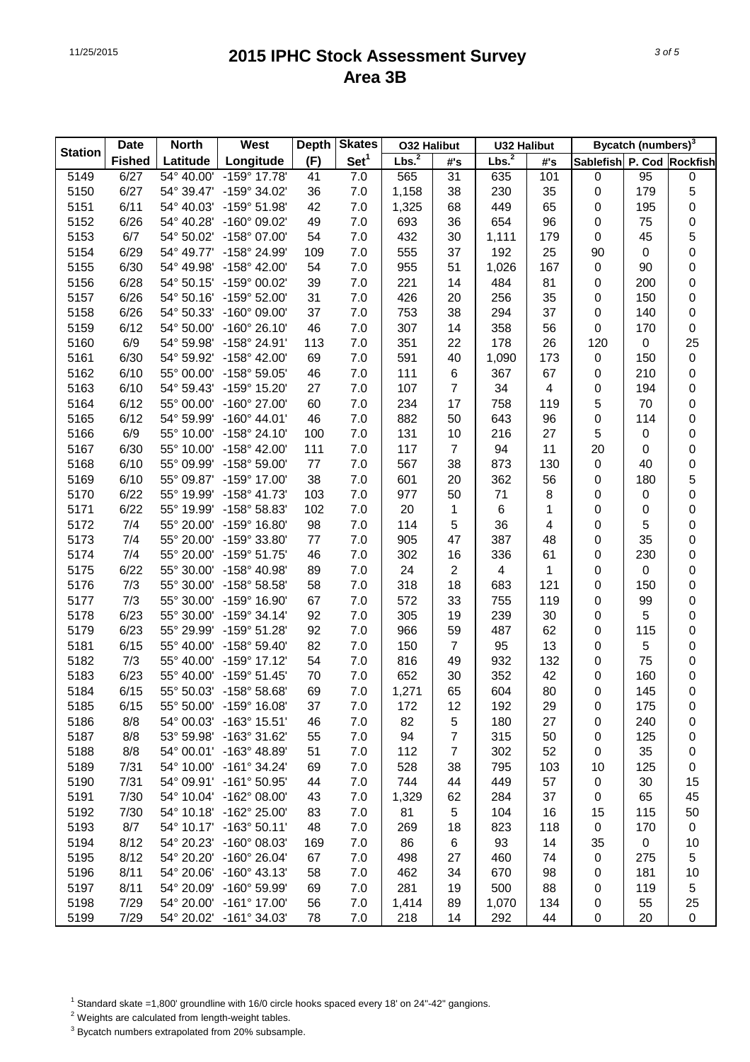# 2015 IPHC Stock Assessment Survey
## Area 3B

| Station | Date | North | West | Depth | Skates | O32 Halibut | | U32 Halibut | | Bycatch (numbers)[3] | | |
|---|---|---|---|---|---|---|---|---|---|---|---|---|
| | Fished | Latitude | Longitude | (F) | Set[1] | Lbs.[2] | #'s | Lbs.[2] | #'s | Sablefish | P. Cod | Rockfish |
| 5149 | 6/27 | 54° 40.00' | -159° 17.78' | 41 | 7.0 | 565 | 31 | 635 | 101 | 0 | 95 | 0 |
| 5150 | 6/27 | 54° 39.47' | -159° 34.02' | 36 | 7.0 | 1,158 | 38 | 230 | 35 | 0 | 179 | 5 |
| 5151 | 6/11 | 54° 40.03' | -159° 51.98' | 42 | 7.0 | 1,325 | 68 | 449 | 65 | 0 | 195 | 0 |
| 5152 | 6/26 | 54° 40.28' | -160° 09.02' | 49 | 7.0 | 693 | 36 | 654 | 96 | 0 | 75 | 0 |
| 5153 | 6/7 | 54° 50.02' | -158° 07.00' | 54 | 7.0 | 432 | 30 | 1,111 | 179 | 0 | 45 | 5 |
| 5154 | 6/29 | 54° 49.77' | -158° 24.99' | 109 | 7.0 | 555 | 37 | 192 | 25 | 90 | 0 | 0 |
| 5155 | 6/30 | 54° 49.98' | -158° 42.00' | 54 | 7.0 | 955 | 51 | 1,026 | 167 | 0 | 90 | 0 |
| 5156 | 6/28 | 54° 50.15' | -159° 00.02' | 39 | 7.0 | 221 | 14 | 484 | 81 | 0 | 200 | 0 |
| 5157 | 6/26 | 54° 50.16' | -159° 52.00' | 31 | 7.0 | 426 | 20 | 256 | 35 | 0 | 150 | 0 |
| 5158 | 6/26 | 54° 50.33' | -160° 09.00' | 37 | 7.0 | 753 | 38 | 294 | 37 | 0 | 140 | 0 |
| 5159 | 6/12 | 54° 50.00' | -160° 26.10' | 46 | 7.0 | 307 | 14 | 358 | 56 | 0 | 170 | 0 |
| 5160 | 6/9 | 54° 59.98' | -158° 24.91' | 113 | 7.0 | 351 | 22 | 178 | 26 | 120 | 0 | 25 |
| 5161 | 6/30 | 54° 59.92' | -158° 42.00' | 69 | 7.0 | 591 | 40 | 1,090 | 173 | 0 | 150 | 0 |
| 5162 | 6/10 | 55° 00.00' | -158° 59.05' | 46 | 7.0 | 111 | 6 | 367 | 67 | 0 | 210 | 0 |
| 5163 | 6/10 | 54° 59.43' | -159° 15.20' | 27 | 7.0 | 107 | 7 | 34 | 4 | 0 | 194 | 0 |
| 5164 | 6/12 | 55° 00.00' | -160° 27.00' | 60 | 7.0 | 234 | 17 | 758 | 119 | 5 | 70 | 0 |
| 5165 | 6/12 | 54° 59.99' | -160° 44.01' | 46 | 7.0 | 882 | 50 | 643 | 96 | 0 | 114 | 0 |
| 5166 | 6/9 | 55° 10.00' | -158° 24.10' | 100 | 7.0 | 131 | 10 | 216 | 27 | 5 | 0 | 0 |
| 5167 | 6/30 | 55° 10.00' | -158° 42.00' | 111 | 7.0 | 117 | 7 | 94 | 11 | 20 | 0 | 0 |
| 5168 | 6/10 | 55° 09.99' | -158° 59.00' | 77 | 7.0 | 567 | 38 | 873 | 130 | 0 | 40 | 0 |
| 5169 | 6/10 | 55° 09.87' | -159° 17.00' | 38 | 7.0 | 601 | 20 | 362 | 56 | 0 | 180 | 5 |
| 5170 | 6/22 | 55° 19.99' | -158° 41.73' | 103 | 7.0 | 977 | 50 | 71 | 8 | 0 | 0 | 0 |
| 5171 | 6/22 | 55° 19.99' | -158° 58.83' | 102 | 7.0 | 20 | 1 | 6 | 1 | 0 | 0 | 0 |
| 5172 | 7/4 | 55° 20.00' | -159° 16.80' | 98 | 7.0 | 114 | 5 | 36 | 4 | 0 | 5 | 0 |
| 5173 | 7/4 | 55° 20.00' | -159° 33.80' | 77 | 7.0 | 905 | 47 | 387 | 48 | 0 | 35 | 0 |
| 5174 | 7/4 | 55° 20.00' | -159° 51.75' | 46 | 7.0 | 302 | 16 | 336 | 61 | 0 | 230 | 0 |
| 5175 | 6/22 | 55° 30.00' | -158° 40.98' | 89 | 7.0 | 24 | 2 | 4 | 1 | 0 | 0 | 0 |
| 5176 | 7/3 | 55° 30.00' | -158° 58.58' | 58 | 7.0 | 318 | 18 | 683 | 121 | 0 | 150 | 0 |
| 5177 | 7/3 | 55° 30.00' | -159° 16.90' | 67 | 7.0 | 572 | 33 | 755 | 119 | 0 | 99 | 0 |
| 5178 | 6/23 | 55° 30.00' | -159° 34.14' | 92 | 7.0 | 305 | 19 | 239 | 30 | 0 | 5 | 0 |
| 5179 | 6/23 | 55° 29.99' | -159° 51.28' | 92 | 7.0 | 966 | 59 | 487 | 62 | 0 | 115 | 0 |
| 5181 | 6/15 | 55° 40.00' | -158° 59.40' | 82 | 7.0 | 150 | 7 | 95 | 13 | 0 | 5 | 0 |
| 5182 | 7/3 | 55° 40.00' | -159° 17.12' | 54 | 7.0 | 816 | 49 | 932 | 132 | 0 | 75 | 0 |
| 5183 | 6/23 | 55° 40.00' | -159° 51.45' | 70 | 7.0 | 652 | 30 | 352 | 42 | 0 | 160 | 0 |
| 5184 | 6/15 | 55° 50.03' | -158° 58.68' | 69 | 7.0 | 1,271 | 65 | 604 | 80 | 0 | 145 | 0 |
| 5185 | 6/15 | 55° 50.00' | -159° 16.08' | 37 | 7.0 | 172 | 12 | 192 | 29 | 0 | 175 | 0 |
| 5186 | 8/8 | 54° 00.03' | -163° 15.51' | 46 | 7.0 | 82 | 5 | 180 | 27 | 0 | 240 | 0 |
| 5187 | 8/8 | 53° 59.98' | -163° 31.62' | 55 | 7.0 | 94 | 7 | 315 | 50 | 0 | 125 | 0 |
| 5188 | 8/8 | 54° 00.01' | -163° 48.89' | 51 | 7.0 | 112 | 7 | 302 | 52 | 0 | 35 | 0 |
| 5189 | 7/31 | 54° 10.00' | -161° 34.24' | 69 | 7.0 | 528 | 38 | 795 | 103 | 10 | 125 | 0 |
| 5190 | 7/31 | 54° 09.91' | -161° 50.95' | 44 | 7.0 | 744 | 44 | 449 | 57 | 0 | 30 | 15 |
| 5191 | 7/30 | 54° 10.04' | -162° 08.00' | 43 | 7.0 | 1,329 | 62 | 284 | 37 | 0 | 65 | 45 |
| 5192 | 7/30 | 54° 10.18' | -162° 25.00' | 83 | 7.0 | 81 | 5 | 104 | 16 | 15 | 115 | 50 |
| 5193 | 8/7 | 54° 10.17' | -163° 50.11' | 48 | 7.0 | 269 | 18 | 823 | 118 | 0 | 170 | 0 |
| 5194 | 8/12 | 54° 20.23' | -160° 08.03' | 169 | 7.0 | 86 | 6 | 93 | 14 | 35 | 0 | 10 |
| 5195 | 8/12 | 54° 20.20' | -160° 26.04' | 67 | 7.0 | 498 | 27 | 460 | 74 | 0 | 275 | 5 |
| 5196 | 8/11 | 54° 20.06' | -160° 43.13' | 58 | 7.0 | 462 | 34 | 670 | 98 | 0 | 181 | 10 |
| 5197 | 8/11 | 54° 20.09' | -160° 59.99' | 69 | 7.0 | 281 | 19 | 500 | 88 | 0 | 119 | 5 |
| 5198 | 7/29 | 54° 20.00' | -161° 17.00' | 56 | 7.0 | 1,414 | 89 | 1,070 | 134 | 0 | 55 | 25 |
| 5199 | 7/29 | 54° 20.02' | -161° 34.03' | 78 | 7.0 | 218 | 14 | 292 | 44 | 0 | 20 | 0 |

[1] Standard skate =1,800' groundline with 16/0 circle hooks spaced every 18' on 24"-42" gangions.

[2] Weights are calculated from length-weight tables.

[3] Bycatch numbers extrapolated from 20% subsample.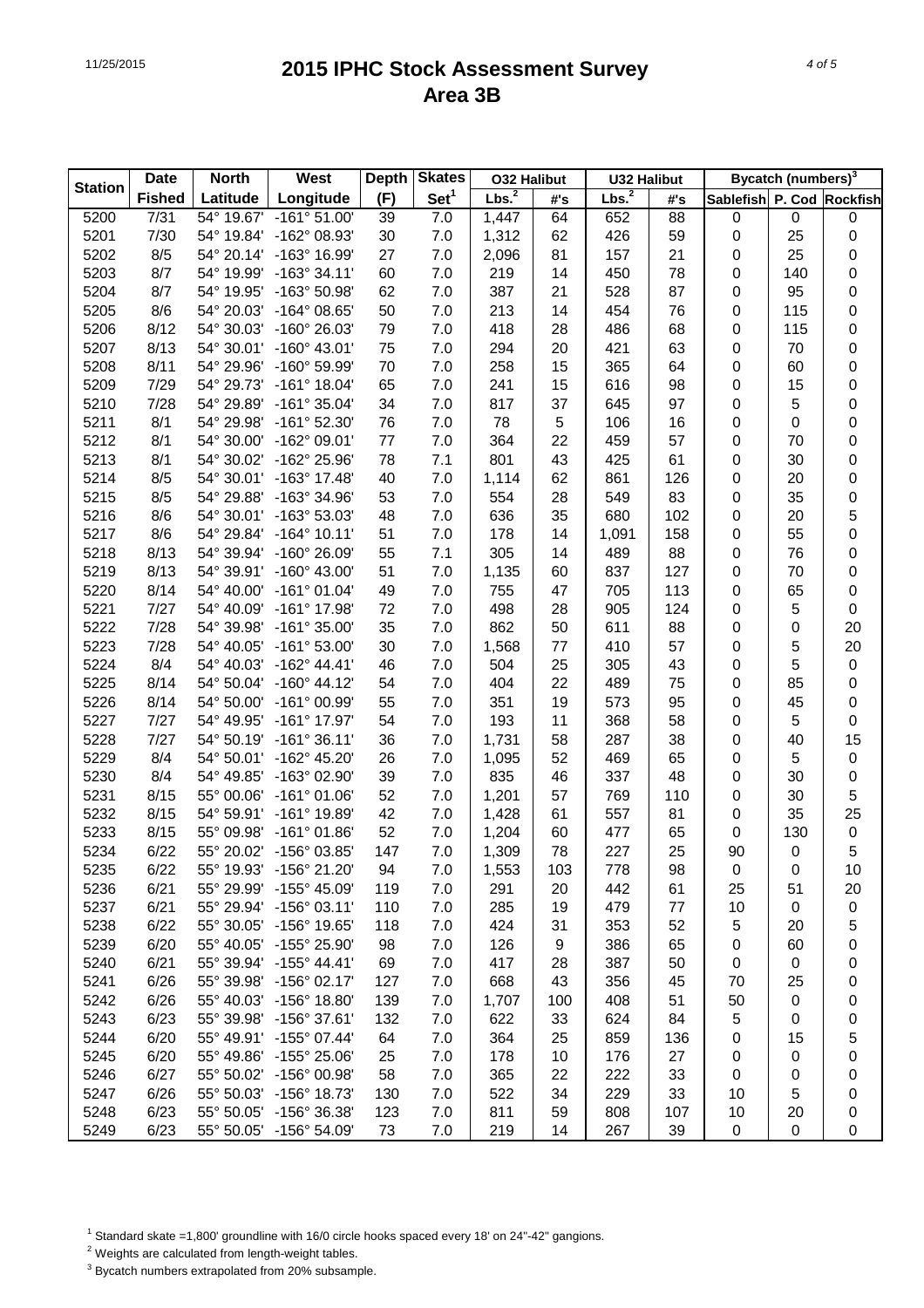# 2015 IPHC Stock Assessment Survey
## Area 3B

| Station | Date | North | West | Depth | Skates | O32 Halibut | | U32 Halibut | | Bycatch (numbers)[3] | | |
|---|---|---|---|---|---|---|---|---|---|---|---|---|
| | Fished | Latitude | Longitude | (F) | Set[1] | Lbs.[2] | #'s | Lbs.[2] | #'s | Sablefish | P. Cod | Rockfish |
| 5200 | 7/31 | 54° 19.67' | -161° 51.00' | 39 | 7.0 | 1,447 | 64 | 652 | 88 | 0 | 0 | 0 |
| 5201 | 7/30 | 54° 19.84' | -162° 08.93' | 30 | 7.0 | 1,312 | 62 | 426 | 59 | 0 | 25 | 0 |
| 5202 | 8/5 | 54° 20.14' | -163° 16.99' | 27 | 7.0 | 2,096 | 81 | 157 | 21 | 0 | 25 | 0 |
| 5203 | 8/7 | 54° 19.99' | -163° 34.11' | 60 | 7.0 | 219 | 14 | 450 | 78 | 0 | 140 | 0 |
| 5204 | 8/7 | 54° 19.95' | -163° 50.98' | 62 | 7.0 | 387 | 21 | 528 | 87 | 0 | 95 | 0 |
| 5205 | 8/6 | 54° 20.03' | -164° 08.65' | 50 | 7.0 | 213 | 14 | 454 | 76 | 0 | 115 | 0 |
| 5206 | 8/12 | 54° 30.03' | -160° 26.03' | 79 | 7.0 | 418 | 28 | 486 | 68 | 0 | 115 | 0 |
| 5207 | 8/13 | 54° 30.01' | -160° 43.01' | 75 | 7.0 | 294 | 20 | 421 | 63 | 0 | 70 | 0 |
| 5208 | 8/11 | 54° 29.96' | -160° 59.99' | 70 | 7.0 | 258 | 15 | 365 | 64 | 0 | 60 | 0 |
| 5209 | 7/29 | 54° 29.73' | -161° 18.04' | 65 | 7.0 | 241 | 15 | 616 | 98 | 0 | 15 | 0 |
| 5210 | 7/28 | 54° 29.89' | -161° 35.04' | 34 | 7.0 | 817 | 37 | 645 | 97 | 0 | 5 | 0 |
| 5211 | 8/1 | 54° 29.98' | -161° 52.30' | 76 | 7.0 | 78 | 5 | 106 | 16 | 0 | 0 | 0 |
| 5212 | 8/1 | 54° 30.00' | -162° 09.01' | 77 | 7.0 | 364 | 22 | 459 | 57 | 0 | 70 | 0 |
| 5213 | 8/1 | 54° 30.02' | -162° 25.96' | 78 | 7.1 | 801 | 43 | 425 | 61 | 0 | 30 | 0 |
| 5214 | 8/5 | 54° 30.01' | -163° 17.48' | 40 | 7.0 | 1,114 | 62 | 861 | 126 | 0 | 20 | 0 |
| 5215 | 8/5 | 54° 29.88' | -163° 34.96' | 53 | 7.0 | 554 | 28 | 549 | 83 | 0 | 35 | 0 |
| 5216 | 8/6 | 54° 30.01' | -163° 53.03' | 48 | 7.0 | 636 | 35 | 680 | 102 | 0 | 20 | 5 |
| 5217 | 8/6 | 54° 29.84' | -164° 10.11' | 51 | 7.0 | 178 | 14 | 1,091 | 158 | 0 | 55 | 0 |
| 5218 | 8/13 | 54° 39.94' | -160° 26.09' | 55 | 7.1 | 305 | 14 | 489 | 88 | 0 | 76 | 0 |
| 5219 | 8/13 | 54° 39.91' | -160° 43.00' | 51 | 7.0 | 1,135 | 60 | 837 | 127 | 0 | 70 | 0 |
| 5220 | 8/14 | 54° 40.00' | -161° 01.04' | 49 | 7.0 | 755 | 47 | 705 | 113 | 0 | 65 | 0 |
| 5221 | 7/27 | 54° 40.09' | -161° 17.98' | 72 | 7.0 | 498 | 28 | 905 | 124 | 0 | 5 | 0 |
| 5222 | 7/28 | 54° 39.98' | -161° 35.00' | 35 | 7.0 | 862 | 50 | 611 | 88 | 0 | 0 | 20 |
| 5223 | 7/28 | 54° 40.05' | -161° 53.00' | 30 | 7.0 | 1,568 | 77 | 410 | 57 | 0 | 5 | 20 |
| 5224 | 8/4 | 54° 40.03' | -162° 44.41' | 46 | 7.0 | 504 | 25 | 305 | 43 | 0 | 5 | 0 |
| 5225 | 8/14 | 54° 50.04' | -160° 44.12' | 54 | 7.0 | 404 | 22 | 489 | 75 | 0 | 85 | 0 |
| 5226 | 8/14 | 54° 50.00' | -161° 00.99' | 55 | 7.0 | 351 | 19 | 573 | 95 | 0 | 45 | 0 |
| 5227 | 7/27 | 54° 49.95' | -161° 17.97' | 54 | 7.0 | 193 | 11 | 368 | 58 | 0 | 5 | 0 |
| 5228 | 7/27 | 54° 50.19' | -161° 36.11' | 36 | 7.0 | 1,731 | 58 | 287 | 38 | 0 | 40 | 15 |
| 5229 | 8/4 | 54° 50.01' | -162° 45.20' | 26 | 7.0 | 1,095 | 52 | 469 | 65 | 0 | 5 | 0 |
| 5230 | 8/4 | 54° 49.85' | -163° 02.90' | 39 | 7.0 | 835 | 46 | 337 | 48 | 0 | 30 | 0 |
| 5231 | 8/15 | 55° 00.06' | -161° 01.06' | 52 | 7.0 | 1,201 | 57 | 769 | 110 | 0 | 30 | 5 |
| 5232 | 8/15 | 54° 59.91' | -161° 19.89' | 42 | 7.0 | 1,428 | 61 | 557 | 81 | 0 | 35 | 25 |
| 5233 | 8/15 | 55° 09.98' | -161° 01.86' | 52 | 7.0 | 1,204 | 60 | 477 | 65 | 0 | 130 | 0 |
| 5234 | 6/22 | 55° 20.02' | -156° 03.85' | 147 | 7.0 | 1,309 | 78 | 227 | 25 | 90 | 0 | 5 |
| 5235 | 6/22 | 55° 19.93' | -156° 21.20' | 94 | 7.0 | 1,553 | 103 | 778 | 98 | 0 | 0 | 10 |
| 5236 | 6/21 | 55° 29.99' | -155° 45.09' | 119 | 7.0 | 291 | 20 | 442 | 61 | 25 | 51 | 20 |
| 5237 | 6/21 | 55° 29.94' | -156° 03.11' | 110 | 7.0 | 285 | 19 | 479 | 77 | 10 | 0 | 0 |
| 5238 | 6/22 | 55° 30.05' | -156° 19.65' | 118 | 7.0 | 424 | 31 | 353 | 52 | 5 | 20 | 5 |
| 5239 | 6/20 | 55° 40.05' | -155° 25.90' | 98 | 7.0 | 126 | 9 | 386 | 65 | 0 | 60 | 0 |
| 5240 | 6/21 | 55° 39.94' | -155° 44.41' | 69 | 7.0 | 417 | 28 | 387 | 50 | 0 | 0 | 0 |
| 5241 | 6/26 | 55° 39.98' | -156° 02.17' | 127 | 7.0 | 668 | 43 | 356 | 45 | 70 | 25 | 0 |
| 5242 | 6/26 | 55° 40.03' | -156° 18.80' | 139 | 7.0 | 1,707 | 100 | 408 | 51 | 50 | 0 | 0 |
| 5243 | 6/23 | 55° 39.98' | -156° 37.61' | 132 | 7.0 | 622 | 33 | 624 | 84 | 5 | 0 | 0 |
| 5244 | 6/20 | 55° 49.91' | -155° 07.44' | 64 | 7.0 | 364 | 25 | 859 | 136 | 0 | 15 | 5 |
| 5245 | 6/20 | 55° 49.86' | -155° 25.06' | 25 | 7.0 | 178 | 10 | 176 | 27 | 0 | 0 | 0 |
| 5246 | 6/27 | 55° 50.02' | -156° 00.98' | 58 | 7.0 | 365 | 22 | 222 | 33 | 0 | 0 | 0 |
| 5247 | 6/26 | 55° 50.03' | -156° 18.73' | 130 | 7.0 | 522 | 34 | 229 | 33 | 10 | 5 | 0 |
| 5248 | 6/23 | 55° 50.05' | -156° 36.38' | 123 | 7.0 | 811 | 59 | 808 | 107 | 10 | 20 | 0 |
| 5249 | 6/23 | 55° 50.05' | -156° 54.09' | 73 | 7.0 | 219 | 14 | 267 | 39 | 0 | 0 | 0 |

[1] Standard skate =1,800' groundline with 16/0 circle hooks spaced every 18' on 24"-42" gangions.

[2] Weights are calculated from length-weight tables.

[3] Bycatch numbers extrapolated from 20% subsample.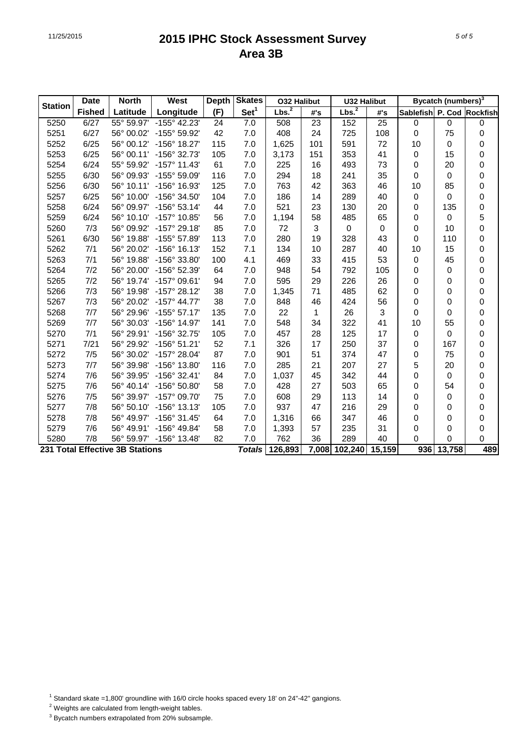# 2015 IPHC Stock Assessment Survey
# Area 3B

| Station | Date | North | West | Depth | Skates | O32 Halibut | | U32 Halibut | | Bycatch (numbers)[3] | | |
|---|---|---|---|---|---|---|---|---|---|---|---|---|
| | Fished | Latitude | Longitude | (F) | Set[1] | Lbs.[2] | #'s | Lbs.[2] | #'s | Sablefish | P. Cod | Rockfish |
| 5250 | 6/27 | 55° 59.97' | -155° 42.23' | 24 | 7.0 | 508 | 23 | 152 | 25 | 0 | 0 | 0 |
| 5251 | 6/27 | 56° 00.02' | -155° 59.92' | 42 | 7.0 | 408 | 24 | 725 | 108 | 0 | 75 | 0 |
| 5252 | 6/25 | 56° 00.12' | -156° 18.27' | 115 | 7.0 | 1,625 | 101 | 591 | 72 | 10 | 0 | 0 |
| 5253 | 6/25 | 56° 00.11' | -156° 32.73' | 105 | 7.0 | 3,173 | 151 | 353 | 41 | 0 | 15 | 0 |
| 5254 | 6/24 | 55° 59.92' | -157° 11.43' | 61 | 7.0 | 225 | 16 | 493 | 73 | 0 | 20 | 0 |
| 5255 | 6/30 | 56° 09.93' | -155° 59.09' | 116 | 7.0 | 294 | 18 | 241 | 35 | 0 | 0 | 0 |
| 5256 | 6/30 | 56° 10.11' | -156° 16.93' | 125 | 7.0 | 763 | 42 | 363 | 46 | 10 | 85 | 0 |
| 5257 | 6/25 | 56° 10.00' | -156° 34.50' | 104 | 7.0 | 186 | 14 | 289 | 40 | 0 | 0 | 0 |
| 5258 | 6/24 | 56° 09.97' | -156° 53.14' | 44 | 7.0 | 521 | 23 | 130 | 20 | 0 | 135 | 0 |
| 5259 | 6/24 | 56° 10.10' | -157° 10.85' | 56 | 7.0 | 1,194 | 58 | 485 | 65 | 0 | 0 | 5 |
| 5260 | 7/3 | 56° 09.92' | -157° 29.18' | 85 | 7.0 | 72 | 3 | 0 | 0 | 0 | 10 | 0 |
| 5261 | 6/30 | 56° 19.88' | -155° 57.89' | 113 | 7.0 | 280 | 19 | 328 | 43 | 0 | 110 | 0 |
| 5262 | 7/1 | 56° 20.02' | -156° 16.13' | 152 | 7.1 | 134 | 10 | 287 | 40 | 10 | 15 | 0 |
| 5263 | 7/1 | 56° 19.88' | -156° 33.80' | 100 | 4.1 | 469 | 33 | 415 | 53 | 0 | 45 | 0 |
| 5264 | 7/2 | 56° 20.00' | -156° 52.39' | 64 | 7.0 | 948 | 54 | 792 | 105 | 0 | 0 | 0 |
| 5265 | 7/2 | 56° 19.74' | -157° 09.61' | 94 | 7.0 | 595 | 29 | 226 | 26 | 0 | 0 | 0 |
| 5266 | 7/3 | 56° 19.98' | -157° 28.12' | 38 | 7.0 | 1,345 | 71 | 485 | 62 | 0 | 0 | 0 |
| 5267 | 7/3 | 56° 20.02' | -157° 44.77' | 38 | 7.0 | 848 | 46 | 424 | 56 | 0 | 0 | 0 |
| 5268 | 7/7 | 56° 29.96' | -155° 57.17' | 135 | 7.0 | 22 | 1 | 26 | 3 | 0 | 0 | 0 |
| 5269 | 7/7 | 56° 30.03' | -156° 14.97' | 141 | 7.0 | 548 | 34 | 322 | 41 | 10 | 55 | 0 |
| 5270 | 7/1 | 56° 29.91' | -156° 32.75' | 105 | 7.0 | 457 | 28 | 125 | 17 | 0 | 0 | 0 |
| 5271 | 7/21 | 56° 29.92' | -156° 51.21' | 52 | 7.1 | 326 | 17 | 250 | 37 | 0 | 167 | 0 |
| 5272 | 7/5 | 56° 30.02' | -157° 28.04' | 87 | 7.0 | 901 | 51 | 374 | 47 | 0 | 75 | 0 |
| 5273 | 7/7 | 56° 39.98' | -156° 13.80' | 116 | 7.0 | 285 | 21 | 207 | 27 | 5 | 20 | 0 |
| 5274 | 7/6 | 56° 39.95' | -156° 32.41' | 84 | 7.0 | 1,037 | 45 | 342 | 44 | 0 | 0 | 0 |
| 5275 | 7/6 | 56° 40.14' | -156° 50.80' | 58 | 7.0 | 428 | 27 | 503 | 65 | 0 | 54 | 0 |
| 5276 | 7/5 | 56° 39.97' | -157° 09.70' | 75 | 7.0 | 608 | 29 | 113 | 14 | 0 | 0 | 0 |
| 5277 | 7/8 | 56° 50.10' | -156° 13.13' | 105 | 7.0 | 937 | 47 | 216 | 29 | 0 | 0 | 0 |
| 5278 | 7/8 | 56° 49.97' | -156° 31.45' | 64 | 7.0 | 1,316 | 66 | 347 | 46 | 0 | 0 | 0 |
| 5279 | 7/6 | 56° 49.91' | -156° 49.84' | 58 | 7.0 | 1,393 | 57 | 235 | 31 | 0 | 0 | 0 |
| 5280 | 7/8 | 56° 59.97' | -156° 13.48' | 82 | 7.0 | 762 | 36 | 289 | 40 | 0 | 0 | 0 |
| **231 Total Effective 3B Stations** | | | | | ***Totals*** | **126,893** | **7,008** | **102,240** | **15,159** | **936** | **13,758** | **489** |

[1] Standard skate =1,800' groundline with 16/0 circle hooks spaced every 18' on 24"-42" gangions.

[2] Weights are calculated from length-weight tables.

[3] Bycatch numbers extrapolated from 20% subsample.